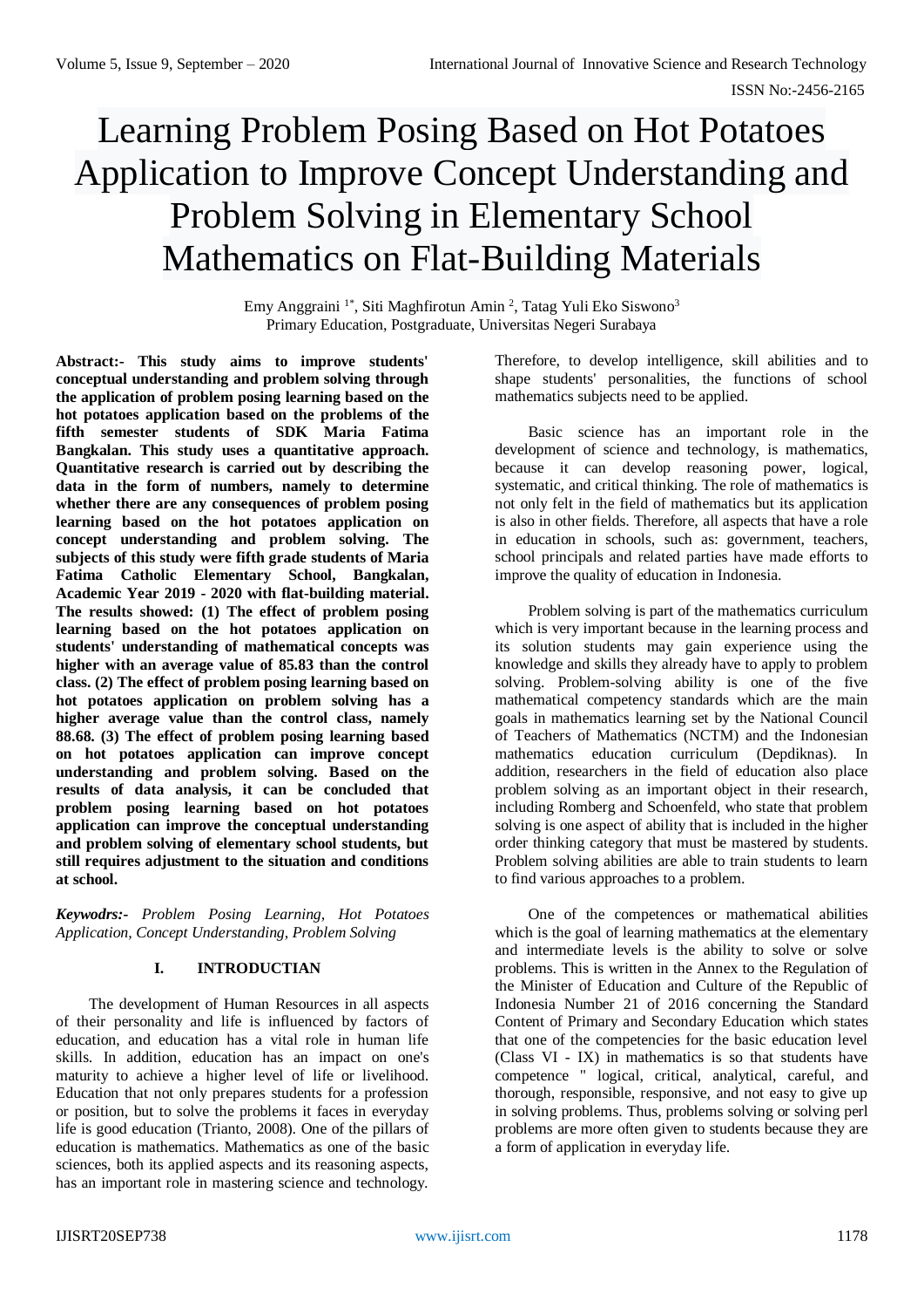# Learning Problem Posing Based on Hot Potatoes Application to Improve Concept Understanding and Problem Solving in Elementary School Mathematics on Flat-Building Materials

Emy Anggraini [1*], Siti Maghfirotun Amin [2], Tatag Yuli Eko Siswono[3]
Primary Education, Postgraduate, Universitas Negeri Surabaya

**Abstract:- This study aims to improve students' conceptual understanding and problem solving through the application of problem posing learning based on the hot potatoes application based on the problems of the fifth semester students of SDK Maria Fatima Bangkalan. This study uses a quantitative approach. Quantitative research is carried out by describing the data in the form of numbers, namely to determine whether there are any consequences of problem posing learning based on the hot potatoes application on concept understanding and problem solving. The subjects of this study were fifth grade students of Maria Fatima Catholic Elementary School, Bangkalan, Academic Year 2019 - 2020 with flat-building material. The results showed: (1) The effect of problem posing learning based on the hot potatoes application on students' understanding of mathematical concepts was higher with an average value of 85.83 than the control class. (2) The effect of problem posing learning based on hot potatoes application on problem solving has a higher average value than the control class, namely 88.68. (3) The effect of problem posing learning based on hot potatoes application can improve concept understanding and problem solving. Based on the results of data analysis, it can be concluded that problem posing learning based on hot potatoes application can improve the conceptual understanding and problem solving of elementary school students, but still requires adjustment to the situation and conditions at school.**

***Keywodrs:-*** *Problem Posing Learning, Hot Potatoes Application, Concept Understanding, Problem Solving*

## I. INTRODUCTIAN

The development of Human Resources in all aspects of their personality and life is influenced by factors of education, and education has a vital role in human life skills. In addition, education has an impact on one's maturity to achieve a higher level of life or livelihood. Education that not only prepares students for a profession or position, but to solve the problems it faces in everyday life is good education (Trianto, 2008). One of the pillars of education is mathematics. Mathematics as one of the basic sciences, both its applied aspects and its reasoning aspects, has an important role in mastering science and technology. Therefore, to develop intelligence, skill abilities and to shape students' personalities, the functions of school mathematics subjects need to be applied.

Basic science has an important role in the development of science and technology, is mathematics, because it can develop reasoning power, logical, systematic, and critical thinking. The role of mathematics is not only felt in the field of mathematics but its application is also in other fields. Therefore, all aspects that have a role in education in schools, such as: government, teachers, school principals and related parties have made efforts to improve the quality of education in Indonesia.

Problem solving is part of the mathematics curriculum which is very important because in the learning process and its solution students may gain experience using the knowledge and skills they already have to apply to problem solving. Problem-solving ability is one of the five mathematical competency standards which are the main goals in mathematics learning set by the National Council of Teachers of Mathematics (NCTM) and the Indonesian mathematics education curriculum (Depdiknas). In addition, researchers in the field of education also place problem solving as an important object in their research, including Romberg and Schoenfeld, who state that problem solving is one aspect of ability that is included in the higher order thinking category that must be mastered by students. Problem solving abilities are able to train students to learn to find various approaches to a problem.

One of the competences or mathematical abilities which is the goal of learning mathematics at the elementary and intermediate levels is the ability to solve or solve problems. This is written in the Annex to the Regulation of the Minister of Education and Culture of the Republic of Indonesia Number 21 of 2016 concerning the Standard Content of Primary and Secondary Education which states that one of the competencies for the basic education level (Class VI - IX) in mathematics is so that students have competence " logical, critical, analytical, careful, and thorough, responsible, responsive, and not easy to give up in solving problems. Thus, problems solving or solving perl problems are more often given to students because they are a form of application in everyday life.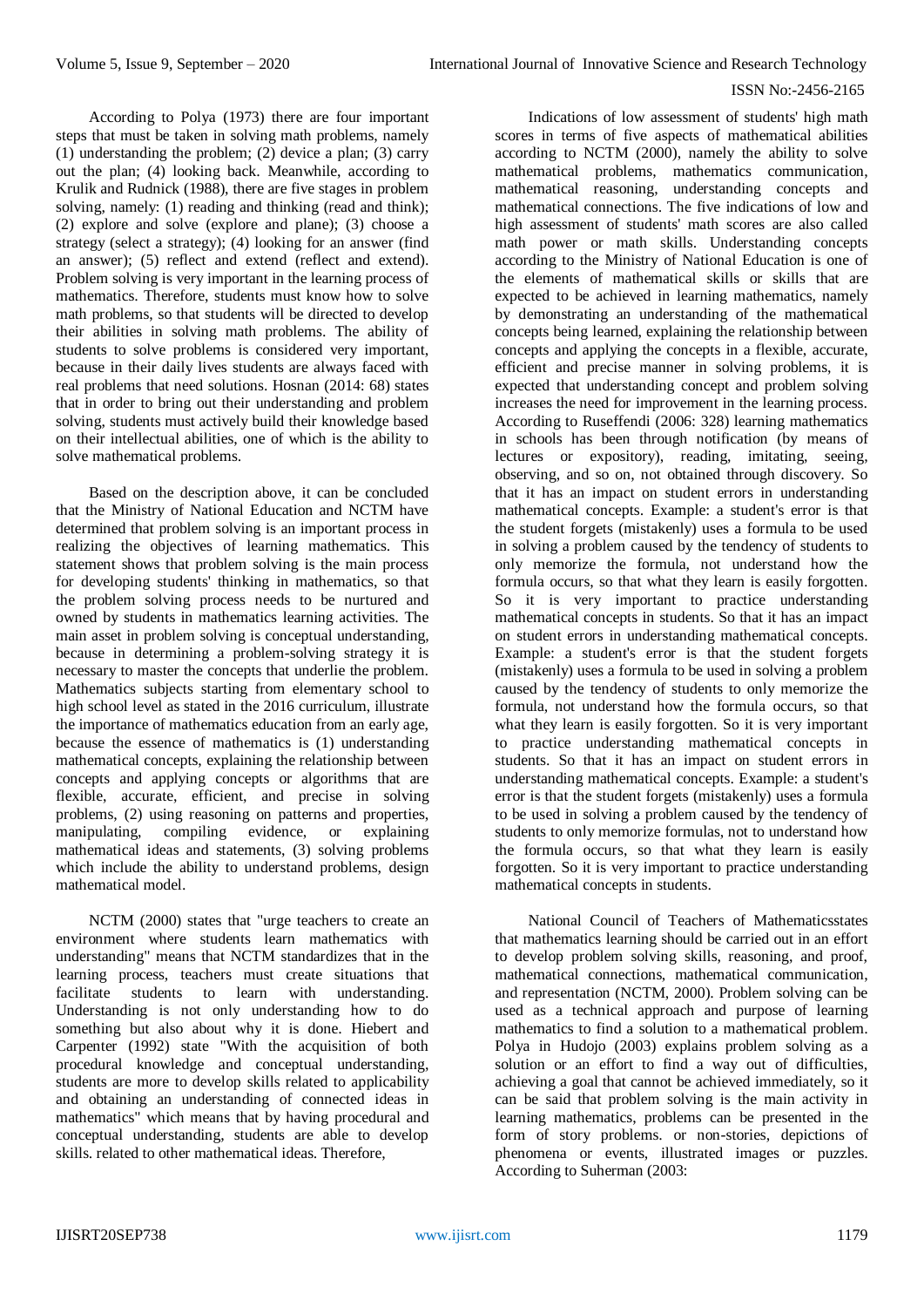According to Polya (1973) there are four important steps that must be taken in solving math problems, namely (1) understanding the problem; (2) device a plan; (3) carry out the plan; (4) looking back. Meanwhile, according to Krulik and Rudnick (1988), there are five stages in problem solving, namely: (1) reading and thinking (read and think); (2) explore and solve (explore and plane); (3) choose a strategy (select a strategy); (4) looking for an answer (find an answer); (5) reflect and extend (reflect and extend). Problem solving is very important in the learning process of mathematics. Therefore, students must know how to solve math problems, so that students will be directed to develop their abilities in solving math problems. The ability of students to solve problems is considered very important, because in their daily lives students are always faced with real problems that need solutions. Hosnan (2014: 68) states that in order to bring out their understanding and problem solving, students must actively build their knowledge based on their intellectual abilities, one of which is the ability to solve mathematical problems.

Based on the description above, it can be concluded that the Ministry of National Education and NCTM have determined that problem solving is an important process in realizing the objectives of learning mathematics. This statement shows that problem solving is the main process for developing students' thinking in mathematics, so that the problem solving process needs to be nurtured and owned by students in mathematics learning activities. The main asset in problem solving is conceptual understanding, because in determining a problem-solving strategy it is necessary to master the concepts that underlie the problem. Mathematics subjects starting from elementary school to high school level as stated in the 2016 curriculum, illustrate the importance of mathematics education from an early age, because the essence of mathematics is (1) understanding mathematical concepts, explaining the relationship between concepts and applying concepts or algorithms that are flexible, accurate, efficient, and precise in solving problems, (2) using reasoning on patterns and properties, manipulating, compiling evidence, or explaining mathematical ideas and statements, (3) solving problems which include the ability to understand problems, design mathematical model.

NCTM (2000) states that "urge teachers to create an environment where students learn mathematics with understanding" means that NCTM standardizes that in the learning process, teachers must create situations that facilitate students to learn with understanding. Understanding is not only understanding how to do something but also about why it is done. Hiebert and Carpenter (1992) state "With the acquisition of both procedural knowledge and conceptual understanding, students are more to develop skills related to applicability and obtaining an understanding of connected ideas in mathematics" which means that by having procedural and conceptual understanding, students are able to develop skills. related to other mathematical ideas. Therefore,

Indications of low assessment of students' high math scores in terms of five aspects of mathematical abilities according to NCTM (2000), namely the ability to solve mathematical problems, mathematics communication, mathematical reasoning, understanding concepts and mathematical connections. The five indications of low and high assessment of students' math scores are also called math power or math skills. Understanding concepts according to the Ministry of National Education is one of the elements of mathematical skills or skills that are expected to be achieved in learning mathematics, namely by demonstrating an understanding of the mathematical concepts being learned, explaining the relationship between concepts and applying the concepts in a flexible, accurate, efficient and precise manner in solving problems, it is expected that understanding concept and problem solving increases the need for improvement in the learning process. According to Ruseffendi (2006: 328) learning mathematics in schools has been through notification (by means of lectures or expository), reading, imitating, seeing, observing, and so on, not obtained through discovery. So that it has an impact on student errors in understanding mathematical concepts. Example: a student's error is that the student forgets (mistakenly) uses a formula to be used in solving a problem caused by the tendency of students to only memorize the formula, not understand how the formula occurs, so that what they learn is easily forgotten. So it is very important to practice understanding mathematical concepts in students. So that it has an impact on student errors in understanding mathematical concepts. Example: a student's error is that the student forgets (mistakenly) uses a formula to be used in solving a problem caused by the tendency of students to only memorize the formula, not understand how the formula occurs, so that what they learn is easily forgotten. So it is very important to practice understanding mathematical concepts in students. So that it has an impact on student errors in understanding mathematical concepts. Example: a student's error is that the student forgets (mistakenly) uses a formula to be used in solving a problem caused by the tendency of students to only memorize formulas, not to understand how the formula occurs, so that what they learn is easily forgotten. So it is very important to practice understanding mathematical concepts in students.

National Council of Teachers of Mathematicsstates that mathematics learning should be carried out in an effort to develop problem solving skills, reasoning, and proof, mathematical connections, mathematical communication, and representation (NCTM, 2000). Problem solving can be used as a technical approach and purpose of learning mathematics to find a solution to a mathematical problem. Polya in Hudojo (2003) explains problem solving as a solution or an effort to find a way out of difficulties, achieving a goal that cannot be achieved immediately, so it can be said that problem solving is the main activity in learning mathematics, problems can be presented in the form of story problems. or non-stories, depictions of phenomena or events, illustrated images or puzzles. According to Suherman (2003: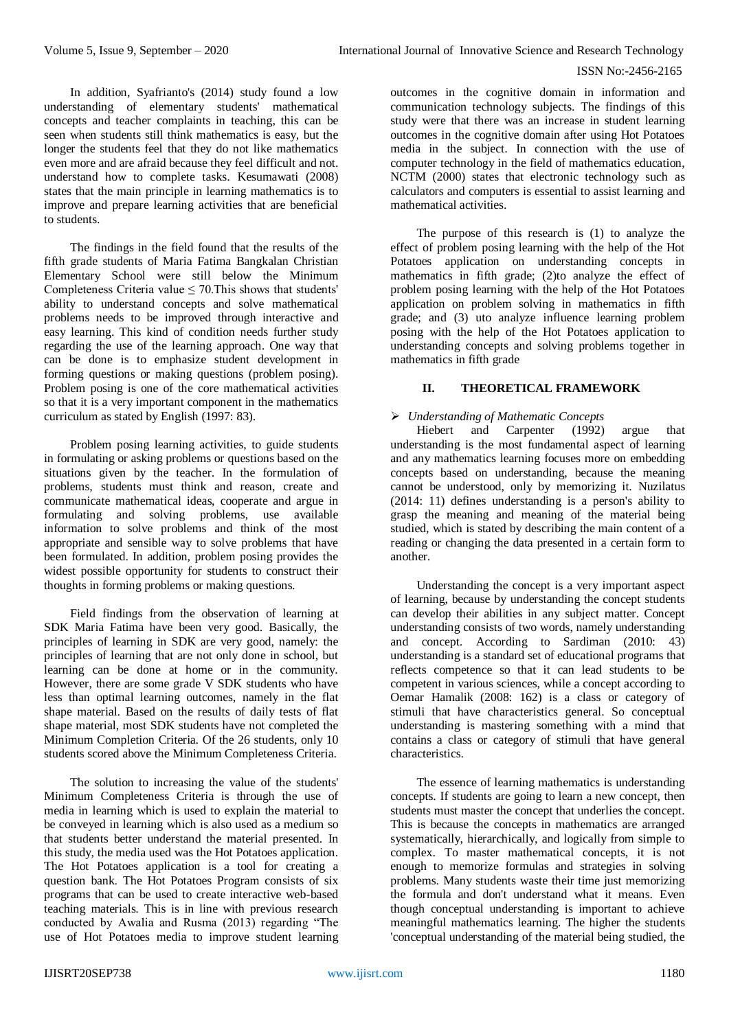In addition, Syafrianto's (2014) study found a low understanding of elementary students' mathematical concepts and teacher complaints in teaching, this can be seen when students still think mathematics is easy, but the longer the students feel that they do not like mathematics even more and are afraid because they feel difficult and not. understand how to complete tasks. Kesumawati (2008) states that the main principle in learning mathematics is to improve and prepare learning activities that are beneficial to students.

The findings in the field found that the results of the fifth grade students of Maria Fatima Bangkalan Christian Elementary School were still below the Minimum Completeness Criteria value ≤ 70.This shows that students' ability to understand concepts and solve mathematical problems needs to be improved through interactive and easy learning. This kind of condition needs further study regarding the use of the learning approach. One way that can be done is to emphasize student development in forming questions or making questions (problem posing). Problem posing is one of the core mathematical activities so that it is a very important component in the mathematics curriculum as stated by English (1997: 83).

Problem posing learning activities, to guide students in formulating or asking problems or questions based on the situations given by the teacher. In the formulation of problems, students must think and reason, create and communicate mathematical ideas, cooperate and argue in formulating and solving problems, use available information to solve problems and think of the most appropriate and sensible way to solve problems that have been formulated. In addition, problem posing provides the widest possible opportunity for students to construct their thoughts in forming problems or making questions.

Field findings from the observation of learning at SDK Maria Fatima have been very good. Basically, the principles of learning in SDK are very good, namely: the principles of learning that are not only done in school, but learning can be done at home or in the community. However, there are some grade V SDK students who have less than optimal learning outcomes, namely in the flat shape material. Based on the results of daily tests of flat shape material, most SDK students have not completed the Minimum Completion Criteria. Of the 26 students, only 10 students scored above the Minimum Completeness Criteria.

The solution to increasing the value of the students' Minimum Completeness Criteria is through the use of media in learning which is used to explain the material to be conveyed in learning which is also used as a medium so that students better understand the material presented. In this study, the media used was the Hot Potatoes application. The Hot Potatoes application is a tool for creating a question bank. The Hot Potatoes Program consists of six programs that can be used to create interactive web-based teaching materials. This is in line with previous research conducted by Awalia and Rusma (2013) regarding "The use of Hot Potatoes media to improve student learning outcomes in the cognitive domain in information and communication technology subjects. The findings of this study were that there was an increase in student learning outcomes in the cognitive domain after using Hot Potatoes media in the subject. In connection with the use of computer technology in the field of mathematics education, NCTM (2000) states that electronic technology such as calculators and computers is essential to assist learning and mathematical activities.

The purpose of this research is (1) to analyze the effect of problem posing learning with the help of the Hot Potatoes application on understanding concepts in mathematics in fifth grade; (2)to analyze the effect of problem posing learning with the help of the Hot Potatoes application on problem solving in mathematics in fifth grade; and (3) uto analyze influence learning problem posing with the help of the Hot Potatoes application to understanding concepts and solving problems together in mathematics in fifth grade

## II. THEORETICAL FRAMEWORK

- *Understanding of Mathematic Concepts*

Hiebert and Carpenter (1992) argue that understanding is the most fundamental aspect of learning and any mathematics learning focuses more on embedding concepts based on understanding, because the meaning cannot be understood, only by memorizing it. Nuzilatus (2014: 11) defines understanding is a person's ability to grasp the meaning and meaning of the material being studied, which is stated by describing the main content of a reading or changing the data presented in a certain form to another.

Understanding the concept is a very important aspect of learning, because by understanding the concept students can develop their abilities in any subject matter. Concept understanding consists of two words, namely understanding and concept. According to Sardiman (2010: 43) understanding is a standard set of educational programs that reflects competence so that it can lead students to be competent in various sciences, while a concept according to Oemar Hamalik (2008: 162) is a class or category of stimuli that have characteristics general. So conceptual understanding is mastering something with a mind that contains a class or category of stimuli that have general characteristics.

The essence of learning mathematics is understanding concepts. If students are going to learn a new concept, then students must master the concept that underlies the concept. This is because the concepts in mathematics are arranged systematically, hierarchically, and logically from simple to complex. To master mathematical concepts, it is not enough to memorize formulas and strategies in solving problems. Many students waste their time just memorizing the formula and don't understand what it means. Even though conceptual understanding is important to achieve meaningful mathematics learning. The higher the students 'conceptual understanding of the material being studied, the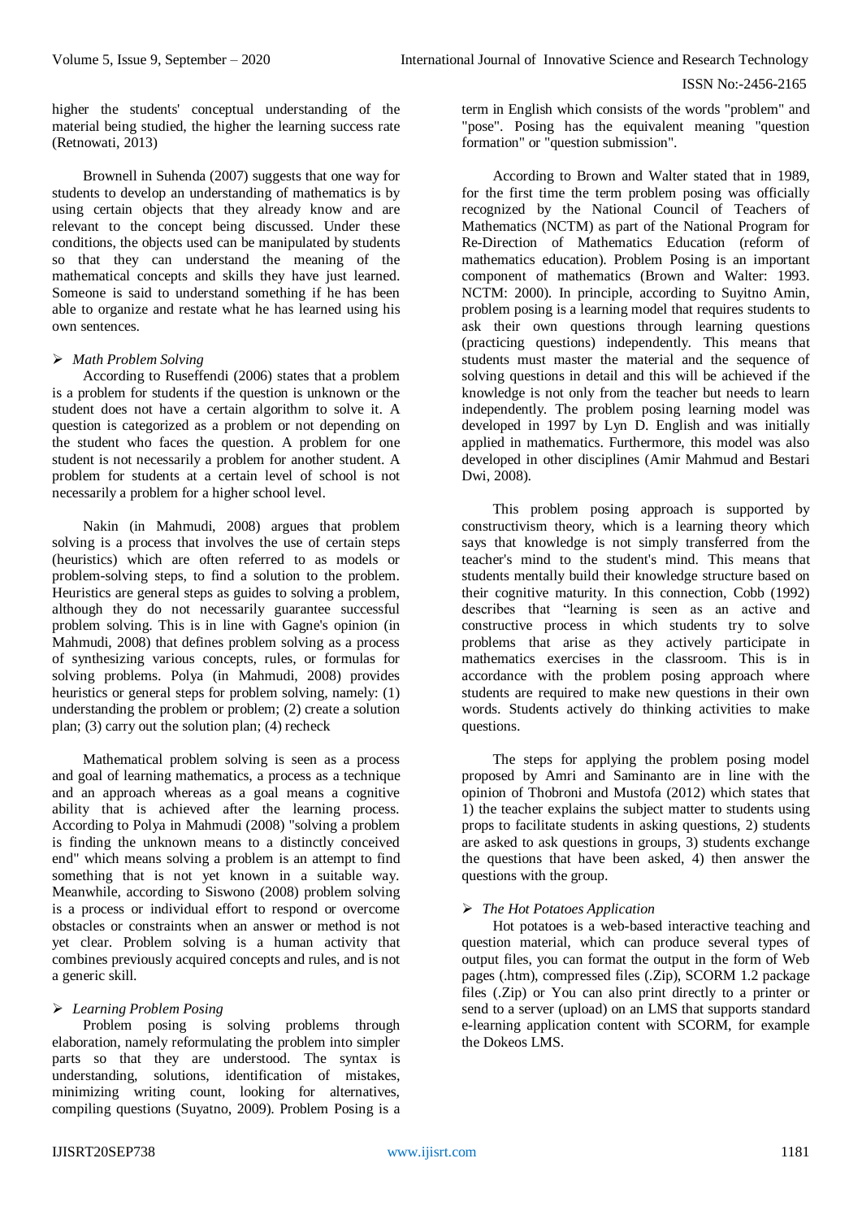higher the students' conceptual understanding of the material being studied, the higher the learning success rate (Retnowati, 2013)

Brownell in Suhenda (2007) suggests that one way for students to develop an understanding of mathematics is by using certain objects that they already know and are relevant to the concept being discussed. Under these conditions, the objects used can be manipulated by students so that they can understand the meaning of the mathematical concepts and skills they have just learned. Someone is said to understand something if he has been able to organize and restate what he has learned using his own sentences.

- *Math Problem Solving*

According to Ruseffendi (2006) states that a problem is a problem for students if the question is unknown or the student does not have a certain algorithm to solve it. A question is categorized as a problem or not depending on the student who faces the question. A problem for one student is not necessarily a problem for another student. A problem for students at a certain level of school is not necessarily a problem for a higher school level.

Nakin (in Mahmudi, 2008) argues that problem solving is a process that involves the use of certain steps (heuristics) which are often referred to as models or problem-solving steps, to find a solution to the problem. Heuristics are general steps as guides to solving a problem, although they do not necessarily guarantee successful problem solving. This is in line with Gagne's opinion (in Mahmudi, 2008) that defines problem solving as a process of synthesizing various concepts, rules, or formulas for solving problems. Polya (in Mahmudi, 2008) provides heuristics or general steps for problem solving, namely: (1) understanding the problem or problem; (2) create a solution plan; (3) carry out the solution plan; (4) recheck

Mathematical problem solving is seen as a process and goal of learning mathematics, a process as a technique and an approach whereas as a goal means a cognitive ability that is achieved after the learning process. According to Polya in Mahmudi (2008) "solving a problem is finding the unknown means to a distinctly conceived end" which means solving a problem is an attempt to find something that is not yet known in a suitable way. Meanwhile, according to Siswono (2008) problem solving is a process or individual effort to respond or overcome obstacles or constraints when an answer or method is not yet clear. Problem solving is a human activity that combines previously acquired concepts and rules, and is not a generic skill.

- *Learning Problem Posing*

Problem posing is solving problems through elaboration, namely reformulating the problem into simpler parts so that they are understood. The syntax is understanding, solutions, identification of mistakes, minimizing writing count, looking for alternatives, compiling questions (Suyatno, 2009). Problem Posing is a term in English which consists of the words "problem" and "pose". Posing has the equivalent meaning "question formation" or "question submission".

According to Brown and Walter stated that in 1989, for the first time the term problem posing was officially recognized by the National Council of Teachers of Mathematics (NCTM) as part of the National Program for Re-Direction of Mathematics Education (reform of mathematics education). Problem Posing is an important component of mathematics (Brown and Walter: 1993. NCTM: 2000). In principle, according to Suyitno Amin, problem posing is a learning model that requires students to ask their own questions through learning questions (practicing questions) independently. This means that students must master the material and the sequence of solving questions in detail and this will be achieved if the knowledge is not only from the teacher but needs to learn independently. The problem posing learning model was developed in 1997 by Lyn D. English and was initially applied in mathematics. Furthermore, this model was also developed in other disciplines (Amir Mahmud and Bestari Dwi, 2008).

This problem posing approach is supported by constructivism theory, which is a learning theory which says that knowledge is not simply transferred from the teacher's mind to the student's mind. This means that students mentally build their knowledge structure based on their cognitive maturity. In this connection, Cobb (1992) describes that "learning is seen as an active and constructive process in which students try to solve problems that arise as they actively participate in mathematics exercises in the classroom. This is in accordance with the problem posing approach where students are required to make new questions in their own words. Students actively do thinking activities to make questions.

The steps for applying the problem posing model proposed by Amri and Saminanto are in line with the opinion of Thobroni and Mustofa (2012) which states that 1) the teacher explains the subject matter to students using props to facilitate students in asking questions, 2) students are asked to ask questions in groups, 3) students exchange the questions that have been asked, 4) then answer the questions with the group.

- *The Hot Potatoes Application*

Hot potatoes is a web-based interactive teaching and question material, which can produce several types of output files, you can format the output in the form of Web pages (.htm), compressed files (.Zip), SCORM 1.2 package files (.Zip) or You can also print directly to a printer or send to a server (upload) on an LMS that supports standard e-learning application content with SCORM, for example the Dokeos LMS.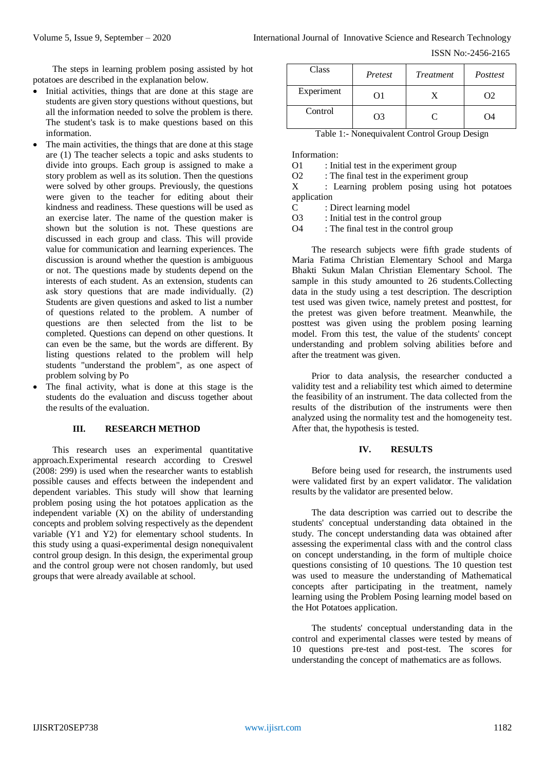The steps in learning problem posing assisted by hot potatoes are described in the explanation below.

- Initial activities, things that are done at this stage are students are given story questions without questions, but all the information needed to solve the problem is there. The student's task is to make questions based on this information.
- The main activities, the things that are done at this stage are (1) The teacher selects a topic and asks students to divide into groups. Each group is assigned to make a story problem as well as its solution. Then the questions were solved by other groups. Previously, the questions were given to the teacher for editing about their kindness and readiness. These questions will be used as an exercise later. The name of the question maker is shown but the solution is not. These questions are discussed in each group and class. This will provide value for communication and learning experiences. The discussion is around whether the question is ambiguous or not. The questions made by students depend on the interests of each student. As an extension, students can ask story questions that are made individually. (2) Students are given questions and asked to list a number of questions related to the problem. A number of questions are then selected from the list to be completed. Questions can depend on other questions. It can even be the same, but the words are different. By listing questions related to the problem will help students "understand the problem", as one aspect of problem solving by Po
- The final activity, what is done at this stage is the students do the evaluation and discuss together about the results of the evaluation.

## III. RESEARCH METHOD

This research uses an experimental quantitative approach.Experimental research according to Creswel (2008: 299) is used when the researcher wants to establish possible causes and effects between the independent and dependent variables. This study will show that learning problem posing using the hot potatoes application as the independent variable (X) on the ability of understanding concepts and problem solving respectively as the dependent variable (Y1 and Y2) for elementary school students. In this study using a quasi-experimental design nonequivalent control group design. In this design, the experimental group and the control group were not chosen randomly, but used groups that were already available at school.

| Class | *Pretest* | *Treatment* | *Posttest* |
|---|---|---|---|
| Experiment | O1 | X | O2 |
| Control | O3 | C | O4 |

Table 1:- Nonequivalent Control Group Design

Information:

O1 : Initial test in the experiment group
O2 : The final test in the experiment group
X : Learning problem posing using hot potatoes application
C : Direct learning model
O3 : Initial test in the control group
O4 : The final test in the control group

The research subjects were fifth grade students of Maria Fatima Christian Elementary School and Marga Bhakti Sukun Malan Christian Elementary School. The sample in this study amounted to 26 students.Collecting data in the study using a test description. The description test used was given twice, namely pretest and posttest, for the pretest was given before treatment. Meanwhile, the posttest was given using the problem posing learning model. From this test, the value of the students' concept understanding and problem solving abilities before and after the treatment was given.

Prior to data analysis, the researcher conducted a validity test and a reliability test which aimed to determine the feasibility of an instrument. The data collected from the results of the distribution of the instruments were then analyzed using the normality test and the homogeneity test. After that, the hypothesis is tested.

## IV. RESULTS

Before being used for research, the instruments used were validated first by an expert validator. The validation results by the validator are presented below.

The data description was carried out to describe the students' conceptual understanding data obtained in the study. The concept understanding data was obtained after assessing the experimental class with and the control class on concept understanding, in the form of multiple choice questions consisting of 10 questions. The 10 question test was used to measure the understanding of Mathematical concepts after participating in the treatment, namely learning using the Problem Posing learning model based on the Hot Potatoes application.

The students' conceptual understanding data in the control and experimental classes were tested by means of 10 questions pre-test and post-test. The scores for understanding the concept of mathematics are as follows.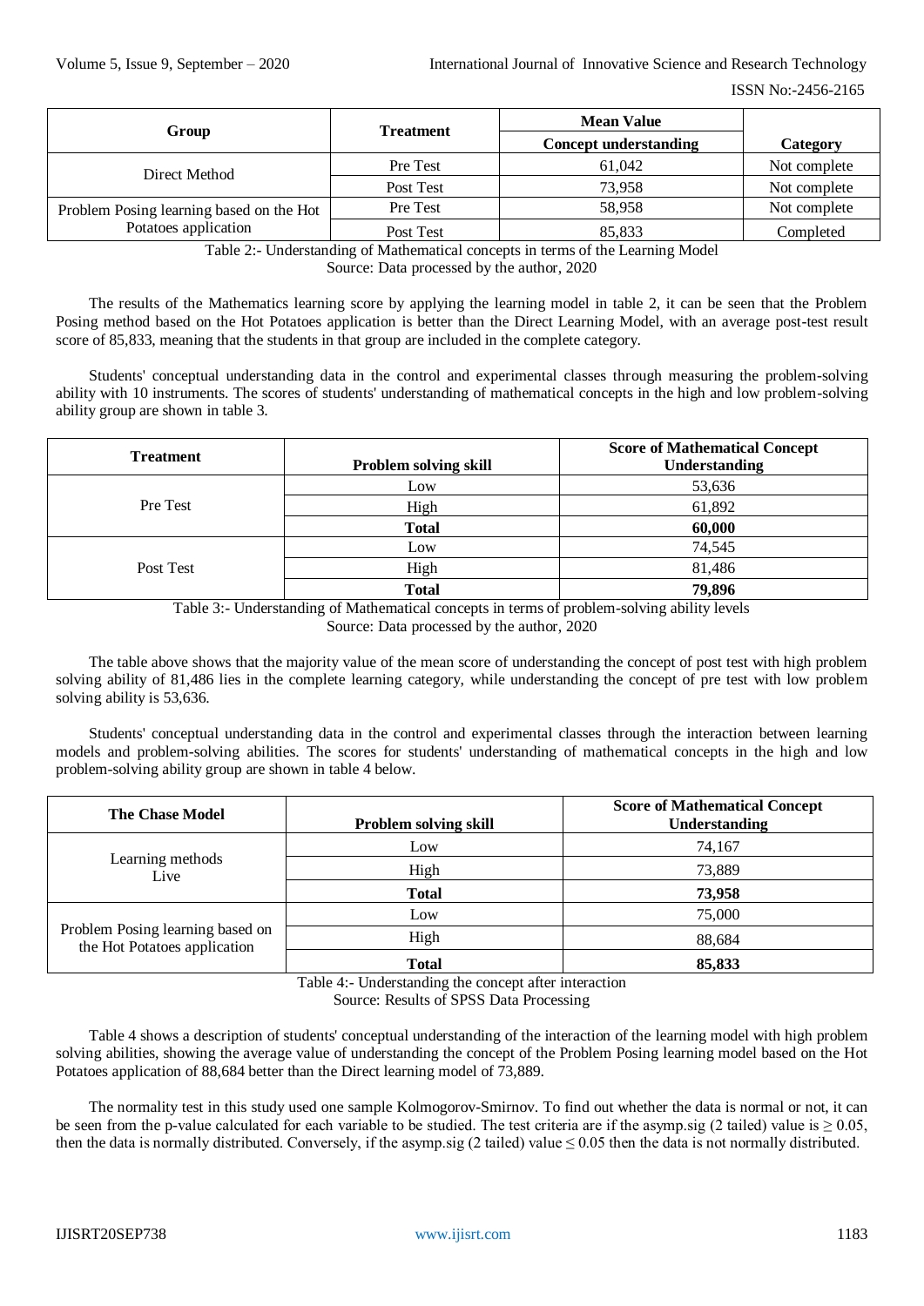| Group | Treatment | Mean Value | Category |
|---|---|---|---|
| | | Concept understanding | |
| Direct Method | Pre Test | 61,042 | Not complete |
| | Post Test | 73,958 | Not complete |
| Problem Posing learning based on the Hot Potatoes application | Pre Test | 58,958 | Not complete |
| | Post Test | 85,833 | Completed |

Table 2:- Understanding of Mathematical concepts in terms of the Learning Model
Source: Data processed by the author, 2020

The results of the Mathematics learning score by applying the learning model in table 2, it can be seen that the Problem Posing method based on the Hot Potatoes application is better than the Direct Learning Model, with an average post-test result score of 85,833, meaning that the students in that group are included in the complete category.

Students' conceptual understanding data in the control and experimental classes through measuring the problem-solving ability with 10 instruments. The scores of students' understanding of mathematical concepts in the high and low problem-solving ability group are shown in table 3.

| Treatment | Problem solving skill | Score of Mathematical Concept Understanding |
|---|---|---|
| Pre Test | Low | 53,636 |
| | High | 61,892 |
| | **Total** | **60,000** |
| Post Test | Low | 74,545 |
| | High | 81,486 |
| | **Total** | **79,896** |

Table 3:- Understanding of Mathematical concepts in terms of problem-solving ability levels
Source: Data processed by the author, 2020

The table above shows that the majority value of the mean score of understanding the concept of post test with high problem solving ability of 81,486 lies in the complete learning category, while understanding the concept of pre test with low problem solving ability is 53,636.

Students' conceptual understanding data in the control and experimental classes through the interaction between learning models and problem-solving abilities. The scores for students' understanding of mathematical concepts in the high and low problem-solving ability group are shown in table 4 below.

| The Chase Model | Problem solving skill | Score of Mathematical Concept Understanding |
|---|---|---|
| Learning methods Live | Low | 74,167 |
| | High | 73,889 |
| | **Total** | **73,958** |
| Problem Posing learning based on the Hot Potatoes application | Low | 75,000 |
| | High | 88,684 |
| | **Total** | **85,833** |

Table 4:- Understanding the concept after interaction
Source: Results of SPSS Data Processing

Table 4 shows a description of students' conceptual understanding of the interaction of the learning model with high problem solving abilities, showing the average value of understanding the concept of the Problem Posing learning model based on the Hot Potatoes application of 88,684 better than the Direct learning model of 73,889.

The normality test in this study used one sample Kolmogorov-Smirnov. To find out whether the data is normal or not, it can be seen from the p-value calculated for each variable to be studied. The test criteria are if the asymp.sig (2 tailed) value is $\geq 0.05$, then the data is normally distributed. Conversely, if the asymp.sig (2 tailed) value $\leq 0.05$ then the data is not normally distributed.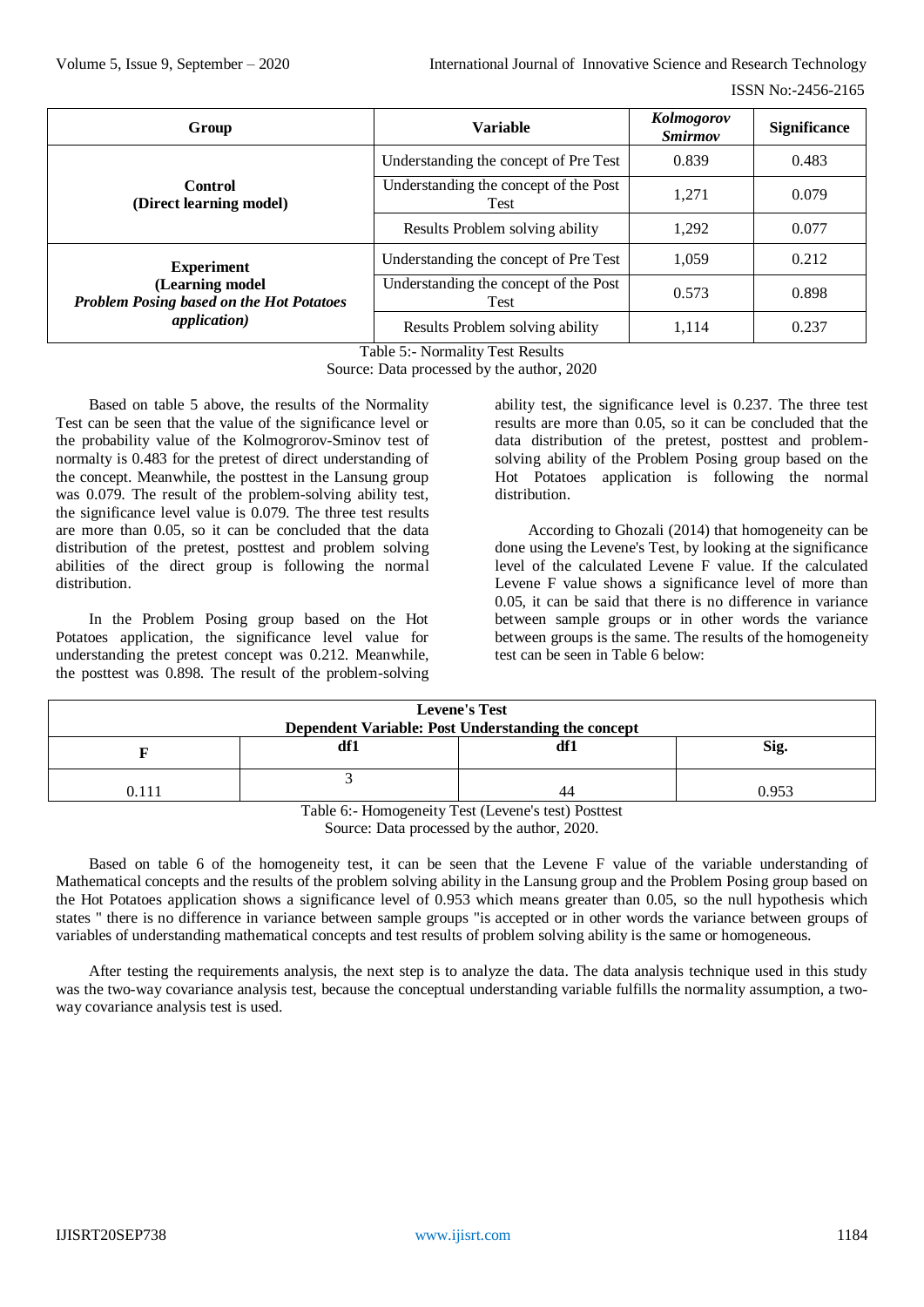| Group | Variable | *Kolmogorov Smirmov* | Significance |
|---|---|---|---|
| **Control (Direct learning model)** | Understanding the concept of Pre Test | 0.839 | 0.483 |
| | Understanding the concept of the Post Test | 1,271 | 0.079 |
| | Results Problem solving ability | 1,292 | 0.077 |
| **Experiment (Learning model *Problem Posing based on the Hot Potatoes application*)** | Understanding the concept of Pre Test | 1,059 | 0.212 |
| | Understanding the concept of the Post Test | 0.573 | 0.898 |
| | Results Problem solving ability | 1,114 | 0.237 |

Table 5:- Normality Test Results
Source: Data processed by the author, 2020

Based on table 5 above, the results of the Normality Test can be seen that the value of the significance level or the probability value of the Kolmogrorov-Sminov test of normalty is 0.483 for the pretest of direct understanding of the concept. Meanwhile, the posttest in the Lansung group was 0.079. The result of the problem-solving ability test, the significance level value is 0.079. The three test results are more than 0.05, so it can be concluded that the data distribution of the pretest, posttest and problem solving abilities of the direct group is following the normal distribution.

In the Problem Posing group based on the Hot Potatoes application, the significance level value for understanding the pretest concept was 0.212. Meanwhile, the posttest was 0.898. The result of the problem-solving ability test, the significance level is 0.237. The three test results are more than 0.05, so it can be concluded that the data distribution of the pretest, posttest and problem-solving ability of the Problem Posing group based on the Hot Potatoes application is following the normal distribution.

According to Ghozali (2014) that homogeneity can be done using the Levene's Test, by looking at the significance level of the calculated Levene F value. If the calculated Levene F value shows a significance level of more than 0.05, it can be said that there is no difference in variance between sample groups or in other words the variance between groups is the same. The results of the homogeneity test can be seen in Table 6 below:

| **Levene's Test Dependent Variable: Post Understanding the concept** | | | |
|---|---|---|---|
| **F** | **df1** | **df1** | **Sig.** |
| 0.111 | 3 | 44 | 0.953 |

Table 6:- Homogeneity Test (Levene's test) Posttest
Source: Data processed by the author, 2020.

Based on table 6 of the homogeneity test, it can be seen that the Levene F value of the variable understanding of Mathematical concepts and the results of the problem solving ability in the Lansung group and the Problem Posing group based on the Hot Potatoes application shows a significance level of 0.953 which means greater than 0.05, so the null hypothesis which states " there is no difference in variance between sample groups "is accepted or in other words the variance between groups of variables of understanding mathematical concepts and test results of problem solving ability is the same or homogeneous.

After testing the requirements analysis, the next step is to analyze the data. The data analysis technique used in this study was the two-way covariance analysis test, because the conceptual understanding variable fulfills the normality assumption, a two-way covariance analysis test is used.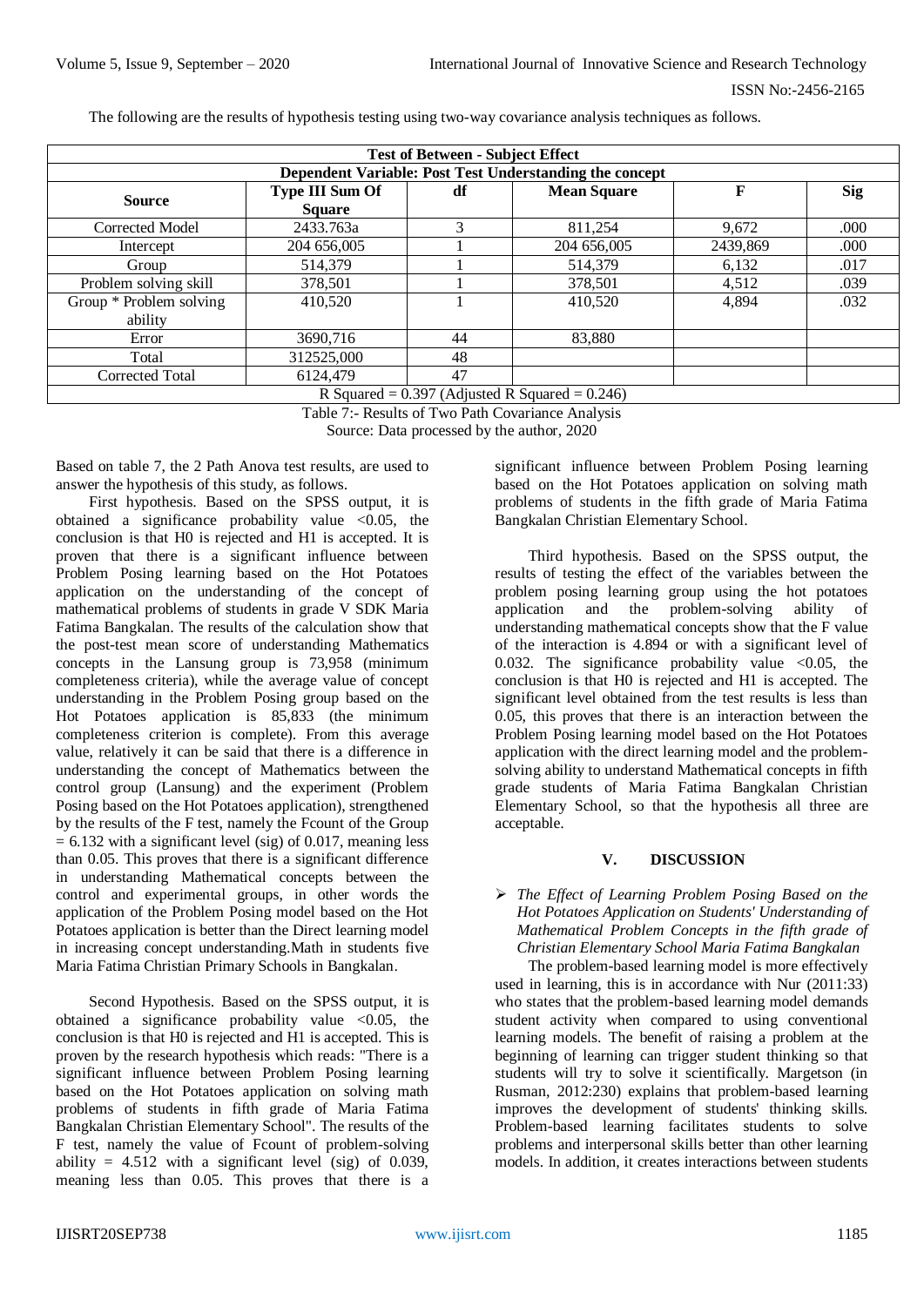The following are the results of hypothesis testing using two-way covariance analysis techniques as follows.

| Test of Between - Subject Effect | | | | | |
|---|---|---|---|---|---|
| Dependent Variable: Post Test Understanding the concept | | | | | |
| Source | Type III Sum Of Square | df | Mean Square | F | Sig |
| Corrected Model | 2433.763a | 3 | 811,254 | 9,672 | .000 |
| Intercept | 204 656,005 | 1 | 204 656,005 | 2439,869 | .000 |
| Group | 514,379 | 1 | 514,379 | 6,132 | .017 |
| Problem solving skill | 378,501 | 1 | 378,501 | 4,512 | .039 |
| Group * Problem solving ability | 410,520 | 1 | 410,520 | 4,894 | .032 |
| Error | 3690,716 | 44 | 83,880 | | |
| Total | 312525,000 | 48 | | | |
| Corrected Total | 6124,479 | 47 | | | |
| R Squared = 0.397 (Adjusted R Squared = 0.246) | | | | | |

Table 7:- Results of Two Path Covariance Analysis

Source: Data processed by the author, 2020

Based on table 7, the 2 Path Anova test results, are used to answer the hypothesis of this study, as follows.

First hypothesis. Based on the SPSS output, it is obtained a significance probability value <0.05, the conclusion is that H0 is rejected and H1 is accepted. It is proven that there is a significant influence between Problem Posing learning based on the Hot Potatoes application on the understanding of the concept of mathematical problems of students in grade V SDK Maria Fatima Bangkalan. The results of the calculation show that the post-test mean score of understanding Mathematics concepts in the Lansung group is 73,958 (minimum completeness criteria), while the average value of concept understanding in the Problem Posing group based on the Hot Potatoes application is 85,833 (the minimum completeness criterion is complete). From this average value, relatively it can be said that there is a difference in understanding the concept of Mathematics between the control group (Lansung) and the experiment (Problem Posing based on the Hot Potatoes application), strengthened by the results of the F test, namely the Fcount of the Group = 6.132 with a significant level (sig) of 0.017, meaning less than 0.05. This proves that there is a significant difference in understanding Mathematical concepts between the control and experimental groups, in other words the application of the Problem Posing model based on the Hot Potatoes application is better than the Direct learning model in increasing concept understanding.Math in students five Maria Fatima Christian Primary Schools in Bangkalan.

Second Hypothesis. Based on the SPSS output, it is obtained a significance probability value <0.05, the conclusion is that H0 is rejected and H1 is accepted. This is proven by the research hypothesis which reads: "There is a significant influence between Problem Posing learning based on the Hot Potatoes application on solving math problems of students in fifth grade of Maria Fatima Bangkalan Christian Elementary School". The results of the F test, namely the value of Fcount of problem-solving ability = 4.512 with a significant level (sig) of 0.039, meaning less than 0.05. This proves that there is a significant influence between Problem Posing learning based on the Hot Potatoes application on solving math problems of students in the fifth grade of Maria Fatima Bangkalan Christian Elementary School.

Third hypothesis. Based on the SPSS output, the results of testing the effect of the variables between the problem posing learning group using the hot potatoes application and the problem-solving ability of understanding mathematical concepts show that the F value of the interaction is 4.894 or with a significant level of 0.032. The significance probability value <0.05, the conclusion is that H0 is rejected and H1 is accepted. The significant level obtained from the test results is less than 0.05, this proves that there is an interaction between the Problem Posing learning model based on the Hot Potatoes application with the direct learning model and the problem-solving ability to understand Mathematical concepts in fifth grade students of Maria Fatima Bangkalan Christian Elementary School, so that the hypothesis all three are acceptable.

## V. DISCUSSION

- *The Effect of Learning Problem Posing Based on the Hot Potatoes Application on Students' Understanding of Mathematical Problem Concepts in the fifth grade of Christian Elementary School Maria Fatima Bangkalan*

The problem-based learning model is more effectively used in learning, this is in accordance with Nur (2011:33) who states that the problem-based learning model demands student activity when compared to using conventional learning models. The benefit of raising a problem at the beginning of learning can trigger student thinking so that students will try to solve it scientifically. Margetson (in Rusman, 2012:230) explains that problem-based learning improves the development of students' thinking skills. Problem-based learning facilitates students to solve problems and interpersonal skills better than other learning models. In addition, it creates interactions between students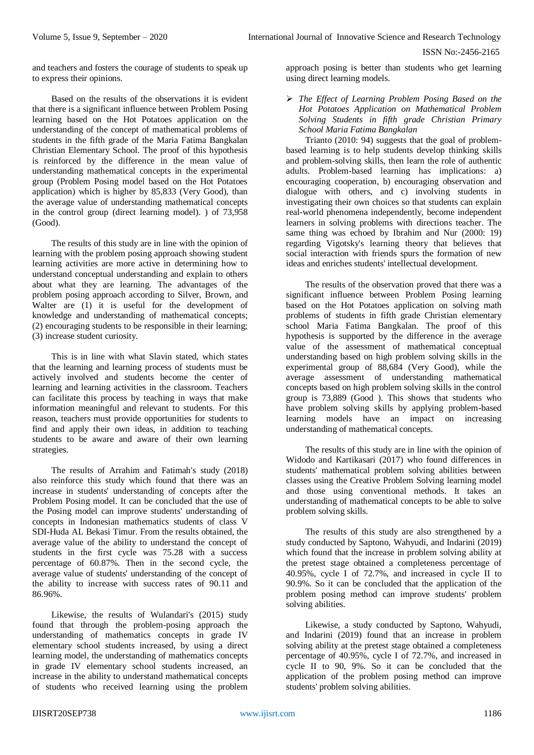and teachers and fosters the courage of students to speak up to express their opinions.

Based on the results of the observations it is evident that there is a significant influence between Problem Posing learning based on the Hot Potatoes application on the understanding of the concept of mathematical problems of students in the fifth grade of the Maria Fatima Bangkalan Christian Elementary School. The proof of this hypothesis is reinforced by the difference in the mean value of understanding mathematical concepts in the experimental group (Problem Posing model based on the Hot Potatoes application) which is higher by 85,833 (Very Good), than the average value of understanding mathematical concepts in the control group (direct learning model). ) of 73,958 (Good).

The results of this study are in line with the opinion of learning with the problem posing approach showing student learning activities are more active in determining how to understand conceptual understanding and explain to others about what they are learning. The advantages of the problem posing approach according to Silver, Brown, and Walter are (1) it is useful for the development of knowledge and understanding of mathematical concepts; (2) encouraging students to be responsible in their learning; (3) increase student curiosity.

This is in line with what Slavin stated, which states that the learning and learning process of students must be actively involved and students become the center of learning and learning activities in the classroom. Teachers can facilitate this process by teaching in ways that make information meaningful and relevant to students. For this reason, teachers must provide opportunities for students to find and apply their own ideas, in addition to teaching students to be aware and aware of their own learning strategies.

The results of Arrahim and Fatimah's study (2018) also reinforce this study which found that there was an increase in students' understanding of concepts after the Problem Posing model. It can be concluded that the use of the Posing model can improve students' understanding of concepts in Indonesian mathematics students of class V SDI-Huda AL Bekasi Timur. From the results obtained, the average value of the ability to understand the concept of students in the first cycle was 75.28 with a success percentage of 60.87%. Then in the second cycle, the average value of students' understanding of the concept of the ability to increase with success rates of 90.11 and 86.96%.

Likewise, the results of Wulandari's (2015) study found that through the problem-posing approach the understanding of mathematics concepts in grade IV elementary school students increased, by using a direct learning model, the understanding of mathematics concepts in grade IV elementary school students increased, an increase in the ability to understand mathematical concepts of students who received learning using the problem approach posing is better than students who get learning using direct learning models.

- *The Effect of Learning Problem Posing Based on the Hot Potatoes Application on Mathematical Problem Solving Students in fifth grade Christian Primary School Maria Fatima Bangkalan*

Trianto (2010: 94) suggests that the goal of problem-based learning is to help students develop thinking skills and problem-solving skills, then learn the role of authentic adults. Problem-based learning has implications: a) encouraging cooperation, b) encouraging observation and dialogue with others, and c) involving students in investigating their own choices so that students can explain real-world phenomena independently, become independent learners in solving problems with directions teacher. The same thing was echoed by Ibrahim and Nur (2000: 19) regarding Vigotsky's learning theory that believes that social interaction with friends spurs the formation of new ideas and enriches students' intellectual development.

The results of the observation proved that there was a significant influence between Problem Posing learning based on the Hot Potatoes application on solving math problems of students in fifth grade Christian elementary school Maria Fatima Bangkalan. The proof of this hypothesis is supported by the difference in the average value of the assessment of mathematical conceptual understanding based on high problem solving skills in the experimental group of 88,684 (Very Good), while the average assessment of understanding mathematical concepts based on high problem solving skills in the control group is 73,889 (Good ). This shows that students who have problem solving skills by applying problem-based learning models have an impact on increasing understanding of mathematical concepts.

The results of this study are in line with the opinion of Widodo and Kartikasari (2017) who found differences in students' mathematical problem solving abilities between classes using the Creative Problem Solving learning model and those using conventional methods. It takes an understanding of mathematical concepts to be able to solve problem solving skills.

The results of this study are also strengthened by a study conducted by Saptono, Wahyudi, and Indarini (2019) which found that the increase in problem solving ability at the pretest stage obtained a completeness percentage of 40.95%, cycle I of 72.7%, and increased in cycle II to 90.9%. So it can be concluded that the application of the problem posing method can improve students' problem solving abilities.

Likewise, a study conducted by Saptono, Wahyudi, and Indarini (2019) found that an increase in problem solving ability at the pretest stage obtained a completeness percentage of 40.95%, cycle I of 72.7%, and increased in cycle II to 90, 9%. So it can be concluded that the application of the problem posing method can improve students' problem solving abilities.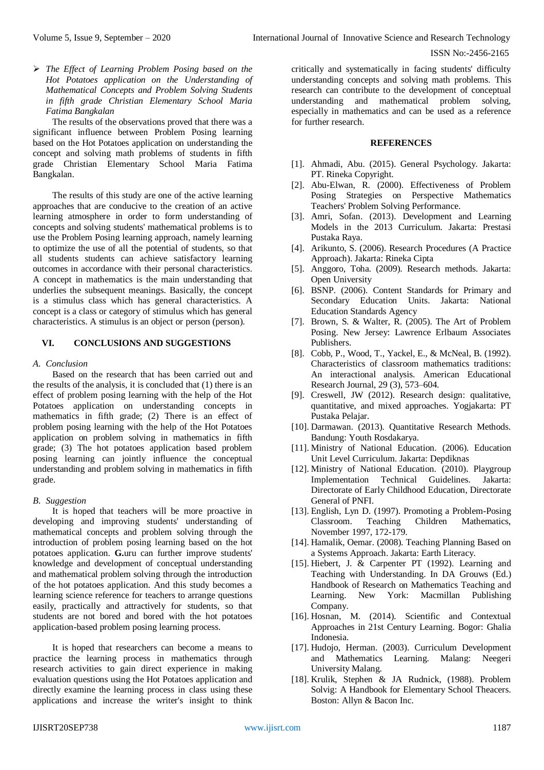➢ *The Effect of Learning Problem Posing based on the Hot Potatoes application on the Understanding of Mathematical Concepts and Problem Solving Students in fifth grade Christian Elementary School Maria Fatima Bangkalan*

The results of the observations proved that there was a significant influence between Problem Posing learning based on the Hot Potatoes application on understanding the concept and solving math problems of students in fifth grade Christian Elementary School Maria Fatima Bangkalan.

The results of this study are one of the active learning approaches that are conducive to the creation of an active learning atmosphere in order to form understanding of concepts and solving students' mathematical problems is to use the Problem Posing learning approach, namely learning to optimize the use of all the potential of students, so that all students students can achieve satisfactory learning outcomes in accordance with their personal characteristics. A concept in mathematics is the main understanding that underlies the subsequent meanings. Basically, the concept is a stimulus class which has general characteristics. A concept is a class or category of stimulus which has general characteristics. A stimulus is an object or person (person).

## VI. CONCLUSIONS AND SUGGESTIONS

### *A. Conclusion*

Based on the research that has been carried out and the results of the analysis, it is concluded that (1) there is an effect of problem posing learning with the help of the Hot Potatoes application on understanding concepts in mathematics in fifth grade; (2) There is an effect of problem posing learning with the help of the Hot Potatoes application on problem solving in mathematics in fifth grade; (3) The hot potatoes application based problem posing learning can jointly influence the conceptual understanding and problem solving in mathematics in fifth grade.

### *B. Suggestion*

It is hoped that teachers will be more proactive in developing and improving students' understanding of mathematical concepts and problem solving through the introduction of problem posing learning based on the hot potatoes application. **G.**uru can further improve students' knowledge and development of conceptual understanding and mathematical problem solving through the introduction of the hot potatoes application. And this study becomes a learning science reference for teachers to arrange questions easily, practically and attractively for students, so that students are not bored and bored with the hot potatoes application-based problem posing learning process.

It is hoped that researchers can become a means to practice the learning process in mathematics through research activities to gain direct experience in making evaluation questions using the Hot Potatoes application and directly examine the learning process in class using these applications and increase the writer's insight to think critically and systematically in facing students' difficulty understanding concepts and solving math problems. This research can contribute to the development of conceptual understanding and mathematical problem solving, especially in mathematics and can be used as a reference for further research.

## REFERENCES

[1]. Ahmadi, Abu. (2015). General Psychology. Jakarta: PT. Rineka Copyright.

[2]. Abu-Elwan, R. (2000). Effectiveness of Problem Posing Strategies on Perspective Mathematics Teachers' Problem Solving Performance.

[3]. Amri, Sofan. (2013). Development and Learning Models in the 2013 Curriculum. Jakarta: Prestasi Pustaka Raya.

[4]. Arikunto, S. (2006). Research Procedures (A Practice Approach). Jakarta: Rineka Cipta

[5]. Anggoro, Toha. (2009). Research methods. Jakarta: Open University

[6]. BSNP. (2006). Content Standards for Primary and Secondary Education Units. Jakarta: National Education Standards Agency

[7]. Brown, S. & Walter, R. (2005). The Art of Problem Posing. New Jersey: Lawrence Erlbaum Associates Publishers.

[8]. Cobb, P., Wood, T., Yackel, E., & McNeal, B. (1992). Characteristics of classroom mathematics traditions: An interactional analysis. American Educational Research Journal, 29 (3), 573–604.

[9]. Creswell, JW (2012). Research design: qualitative, quantitative, and mixed approaches. Yogjakarta: PT Pustaka Pelajar.

[10]. Darmawan. (2013). Quantitative Research Methods. Bandung: Youth Rosdakarya.

[11]. Ministry of National Education. (2006). Education Unit Level Curriculum. Jakarta: Depdiknas

[12]. Ministry of National Education. (2010). Playgroup Implementation Technical Guidelines. Jakarta: Directorate of Early Childhood Education, Directorate General of PNFI.

[13]. English, Lyn D. (1997). Promoting a Problem-Posing Classroom. Teaching Children Mathematics, November 1997, 172-179.

[14]. Hamalik, Oemar. (2008). Teaching Planning Based on a Systems Approach. Jakarta: Earth Literacy.

[15]. Hiebert, J. & Carpenter PT (1992). Learning and Teaching with Understanding. In DA Grouws (Ed.) Handbook of Research on Mathematics Teaching and Learning. New York: Macmillan Publishing Company.

[16]. Hosnan, M. (2014). Scientific and Contextual Approaches in 21st Century Learning. Bogor: Ghalia Indonesia.

[17]. Hudojo, Herman. (2003). Curriculum Development and Mathematics Learning. Malang: Neegeri University Malang.

[18]. Krulik, Stephen & JA Rudnick, (1988). Problem Solvig: A Handbook for Elementary School Theacers. Boston: Allyn & Bacon Inc.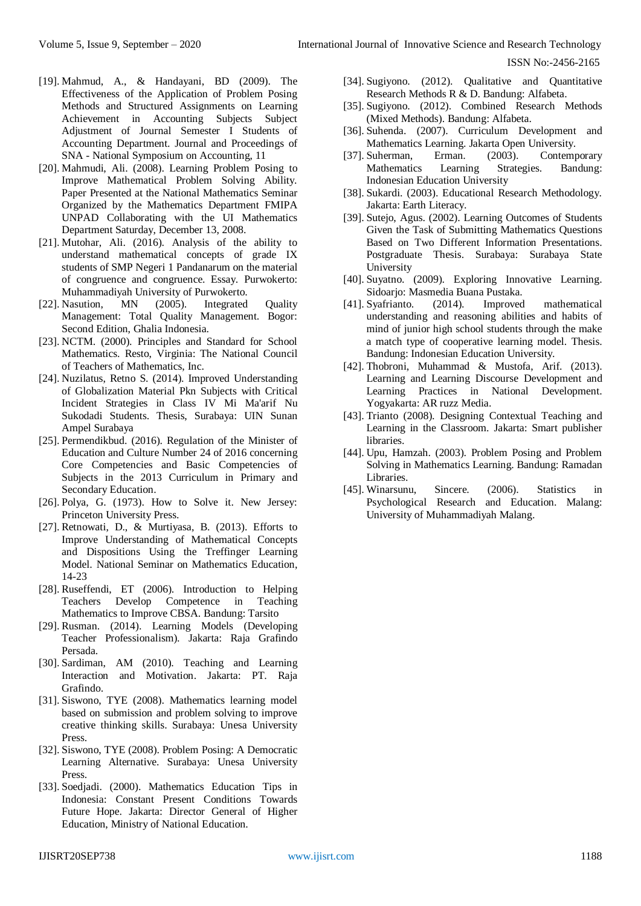[19]. Mahmud, A., & Handayani, BD (2009). The Effectiveness of the Application of Problem Posing Methods and Structured Assignments on Learning Achievement in Accounting Subjects Subject Adjustment of Journal Semester I Students of Accounting Department. Journal and Proceedings of SNA - National Symposium on Accounting, 11

[20]. Mahmudi, Ali. (2008). Learning Problem Posing to Improve Mathematical Problem Solving Ability. Paper Presented at the National Mathematics Seminar Organized by the Mathematics Department FMIPA UNPAD Collaborating with the UI Mathematics Department Saturday, December 13, 2008.

[21]. Mutohar, Ali. (2016). Analysis of the ability to understand mathematical concepts of grade IX students of SMP Negeri 1 Pandanarum on the material of congruence and congruence. Essay. Purwokerto: Muhammadiyah University of Purwokerto.

[22]. Nasution, MN (2005). Integrated Quality Management: Total Quality Management. Bogor: Second Edition, Ghalia Indonesia.

[23]. NCTM. (2000). Principles and Standard for School Mathematics. Resto, Virginia: The National Council of Teachers of Mathematics, Inc.

[24]. Nuzilatus, Retno S. (2014). Improved Understanding of Globalization Material Pkn Subjects with Critical Incident Strategies in Class IV Mi Ma'arif Nu Sukodadi Students. Thesis, Surabaya: UIN Sunan Ampel Surabaya

[25]. Permendikbud. (2016). Regulation of the Minister of Education and Culture Number 24 of 2016 concerning Core Competencies and Basic Competencies of Subjects in the 2013 Curriculum in Primary and Secondary Education.

[26]. Polya, G. (1973). How to Solve it. New Jersey: Princeton University Press.

[27]. Retnowati, D., & Murtiyasa, B. (2013). Efforts to Improve Understanding of Mathematical Concepts and Dispositions Using the Treffinger Learning Model. National Seminar on Mathematics Education, 14-23

[28]. Ruseffendi, ET (2006). Introduction to Helping Teachers Develop Competence in Teaching Mathematics to Improve CBSA. Bandung: Tarsito

[29]. Rusman. (2014). Learning Models (Developing Teacher Professionalism). Jakarta: Raja Grafindo Persada.

[30]. Sardiman, AM (2010). Teaching and Learning Interaction and Motivation. Jakarta: PT. Raja Grafindo.

[31]. Siswono, TYE (2008). Mathematics learning model based on submission and problem solving to improve creative thinking skills. Surabaya: Unesa University Press.

[32]. Siswono, TYE (2008). Problem Posing: A Democratic Learning Alternative. Surabaya: Unesa University Press.

[33]. Soedjadi. (2000). Mathematics Education Tips in Indonesia: Constant Present Conditions Towards Future Hope. Jakarta: Director General of Higher Education, Ministry of National Education.

[34]. Sugiyono. (2012). Qualitative and Quantitative Research Methods R & D. Bandung: Alfabeta.

[35]. Sugiyono. (2012). Combined Research Methods (Mixed Methods). Bandung: Alfabeta.

[36]. Suhenda. (2007). Curriculum Development and Mathematics Learning. Jakarta Open University.

[37]. Suherman, Erman. (2003). Contemporary Mathematics Learning Strategies. Bandung: Indonesian Education University

[38]. Sukardi. (2003). Educational Research Methodology. Jakarta: Earth Literacy.

[39]. Sutejo, Agus. (2002). Learning Outcomes of Students Given the Task of Submitting Mathematics Questions Based on Two Different Information Presentations. Postgraduate Thesis. Surabaya: Surabaya State University

[40]. Suyatno. (2009). Exploring Innovative Learning. Sidoarjo: Masmedia Buana Pustaka.

[41]. Syafrianto. (2014). Improved mathematical understanding and reasoning abilities and habits of mind of junior high school students through the make a match type of cooperative learning model. Thesis. Bandung: Indonesian Education University.

[42]. Thobroni, Muhammad & Mustofa, Arif. (2013). Learning and Learning Discourse Development and Learning Practices in National Development. Yogyakarta: AR ruzz Media.

[43]. Trianto (2008). Designing Contextual Teaching and Learning in the Classroom. Jakarta: Smart publisher libraries.

[44]. Upu, Hamzah. (2003). Problem Posing and Problem Solving in Mathematics Learning. Bandung: Ramadan Libraries.

[45]. Winarsunu, Sincere. (2006). Statistics in Psychological Research and Education. Malang: University of Muhammadiyah Malang.